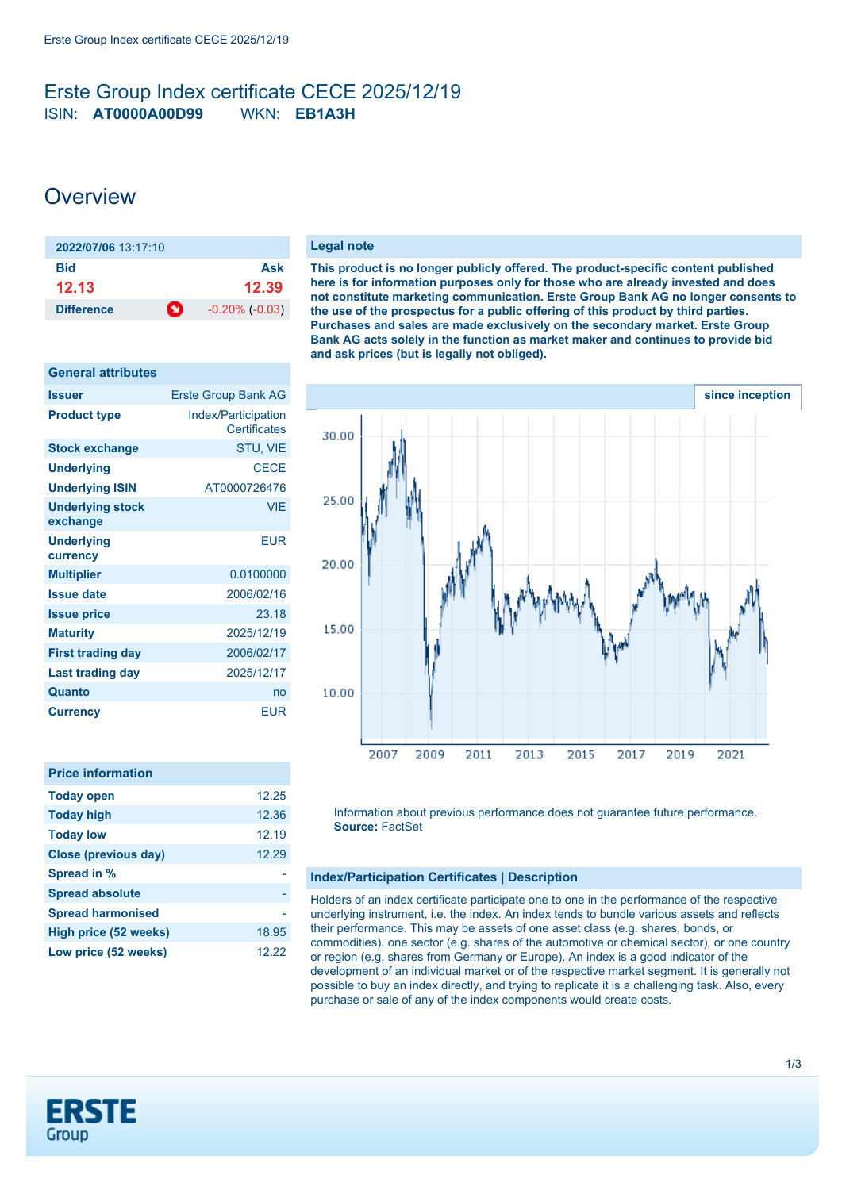# Erste Group Index certificate CECE 2025/12/19

ISIN: **AT0000A00D99** WKN: **EB1A3H**

## Overview

| 2022/07/06 13:17:10 | |
|---|---|
| **Bid** | **Ask** |
| 12.13 | 12.39 |
| **Difference** | -0.20% (-0.03) |

| General attributes | |
|---|---|
| **Issuer** | Erste Group Bank AG |
| **Product type** | Index/Participation Certificates |
| **Stock exchange** | STU, VIE |
| **Underlying** | CECE |
| **Underlying ISIN** | AT0000726476 |
| **Underlying stock exchange** | VIE |
| **Underlying currency** | EUR |
| **Multiplier** | 0.0100000 |
| **Issue date** | 2006/02/16 |
| **Issue price** | 23.18 |
| **Maturity** | 2025/12/19 |
| **First trading day** | 2006/02/17 |
| **Last trading day** | 2025/12/17 |
| **Quanto** | no |
| **Currency** | EUR |

| Price information | |
|---|---|
| **Today open** | 12.25 |
| **Today high** | 12.36 |
| **Today low** | 12.19 |
| **Close (previous day)** | 12.29 |
| **Spread in %** | - |
| **Spread absolute** | - |
| **Spread harmonised** | - |
| **High price (52 weeks)** | 18.95 |
| **Low price (52 weeks)** | 12.22 |

### Legal note

**This product is no longer publicly offered. The product-specific content published here is for information purposes only for those who are already invested and does not constitute marketing communication. Erste Group Bank AG no longer consents to the use of the prospectus for a public offering of this product by third parties. Purchases and sales are made exclusively on the secondary market. Erste Group Bank AG acts solely in the function as market maker and continues to provide bid and ask prices (but is legally not obliged).**

since inception

Information about previous performance does not guarantee future performance.
**Source:** FactSet

### Index/Participation Certificates | Description

Holders of an index certificate participate one to one in the performance of the respective underlying instrument, i.e. the index. An index tends to bundle various assets and reflects their performance. This may be assets of one asset class (e.g. shares, bonds, or commodities), one sector (e.g. shares of the automotive or chemical sector), or one country or region (e.g. shares from Germany or Europe). An index is a good indicator of the development of an individual market or of the respective market segment. It is generally not possible to buy an index directly, and trying to replicate it is a challenging task. Also, every purchase or sale of any of the index components would create costs.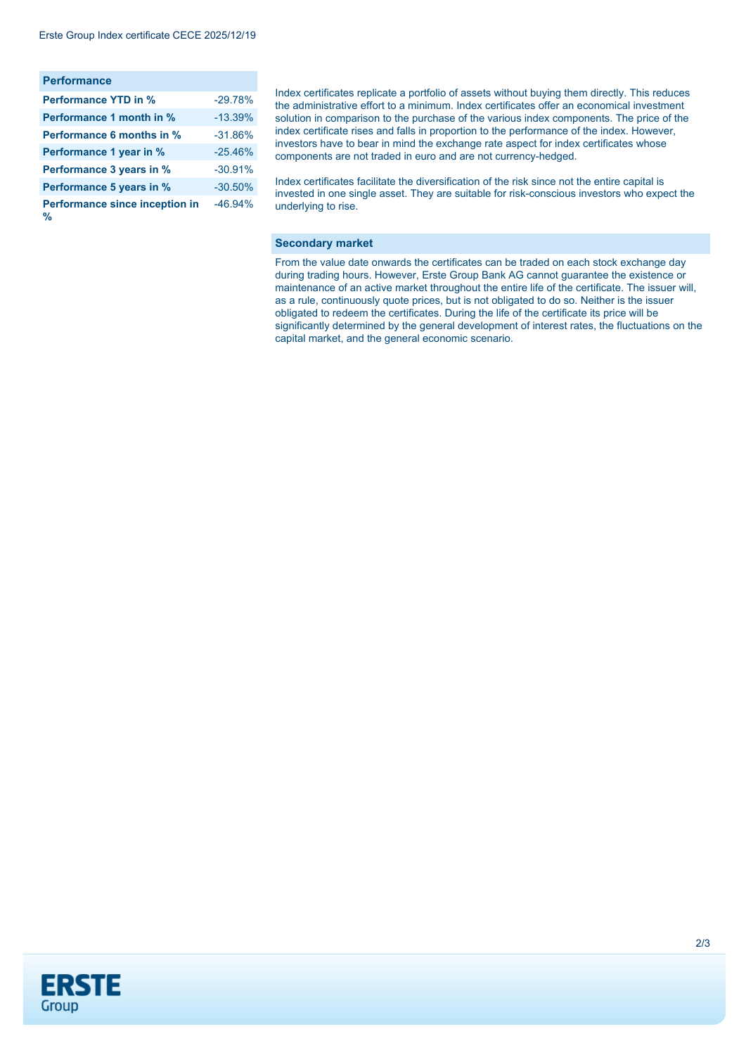| Performance | |
|---|---|
| **Performance YTD in %** | -29.78% |
| **Performance 1 month in %** | -13.39% |
| **Performance 6 months in %** | -31.86% |
| **Performance 1 year in %** | -25.46% |
| **Performance 3 years in %** | -30.91% |
| **Performance 5 years in %** | -30.50% |
| **Performance since inception in %** | -46.94% |

Index certificates replicate a portfolio of assets without buying them directly. This reduces the administrative effort to a minimum. Index certificates offer an economical investment solution in comparison to the purchase of the various index components. The price of the index certificate rises and falls in proportion to the performance of the index. However, investors have to bear in mind the exchange rate aspect for index certificates whose components are not traded in euro and are not currency-hedged.

Index certificates facilitate the diversification of the risk since not the entire capital is invested in one single asset. They are suitable for risk-conscious investors who expect the underlying to rise.

## Secondary market

From the value date onwards the certificates can be traded on each stock exchange day during trading hours. However, Erste Group Bank AG cannot guarantee the existence or maintenance of an active market throughout the entire life of the certificate. The issuer will, as a rule, continuously quote prices, but is not obligated to do so. Neither is the issuer obligated to redeem the certificates. During the life of the certificate its price will be significantly determined by the general development of interest rates, the fluctuations on the capital market, and the general economic scenario.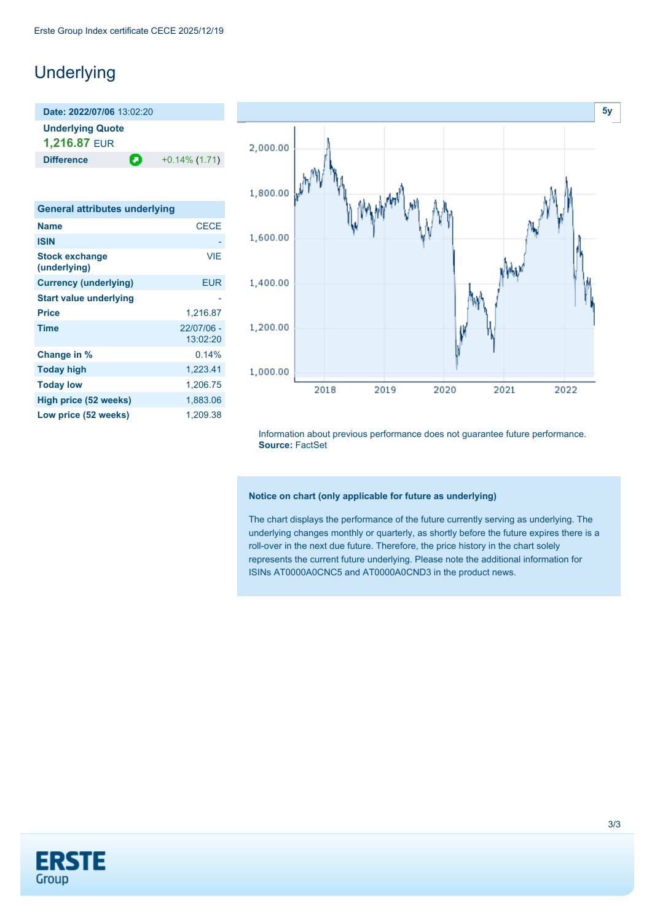# Underlying

| | |
|---|---|
| **Date: 2022/07/06** 13:02:20 | |
| **Underlying Quote** | |
| **1,216.87** EUR | |
| **Difference** | +0.14% (1.71) |

| General attributes underlying | |
|---|---|
| **Name** | CECE |
| **ISIN** | - |
| **Stock exchange (underlying)** | VIE |
| **Currency (underlying)** | EUR |
| **Start value underlying** | - |
| **Price** | 1,216.87 |
| **Time** | 22/07/06 - 13:02:20 |
| **Change in %** | 0.14% |
| **Today high** | 1,223.41 |
| **Today low** | 1,206.75 |
| **High price (52 weeks)** | 1,883.06 |
| **Low price (52 weeks)** | 1,209.38 |

5y

2,000.00
1,800.00
1,600.00
1,400.00
1,200.00
1,000.00

2018
2019
2020
2021
2022

Information about previous performance does not guarantee future performance.
**Source:** FactSet

**Notice on chart (only applicable for future as underlying)**

The chart displays the performance of the future currently serving as underlying. The underlying changes monthly or quarterly, as shortly before the future expires there is a roll-over in the next due future. Therefore, the price history in the chart solely represents the current future underlying. Please note the additional information for ISINs AT0000A0CNC5 and AT0000A0CND3 in the product news.